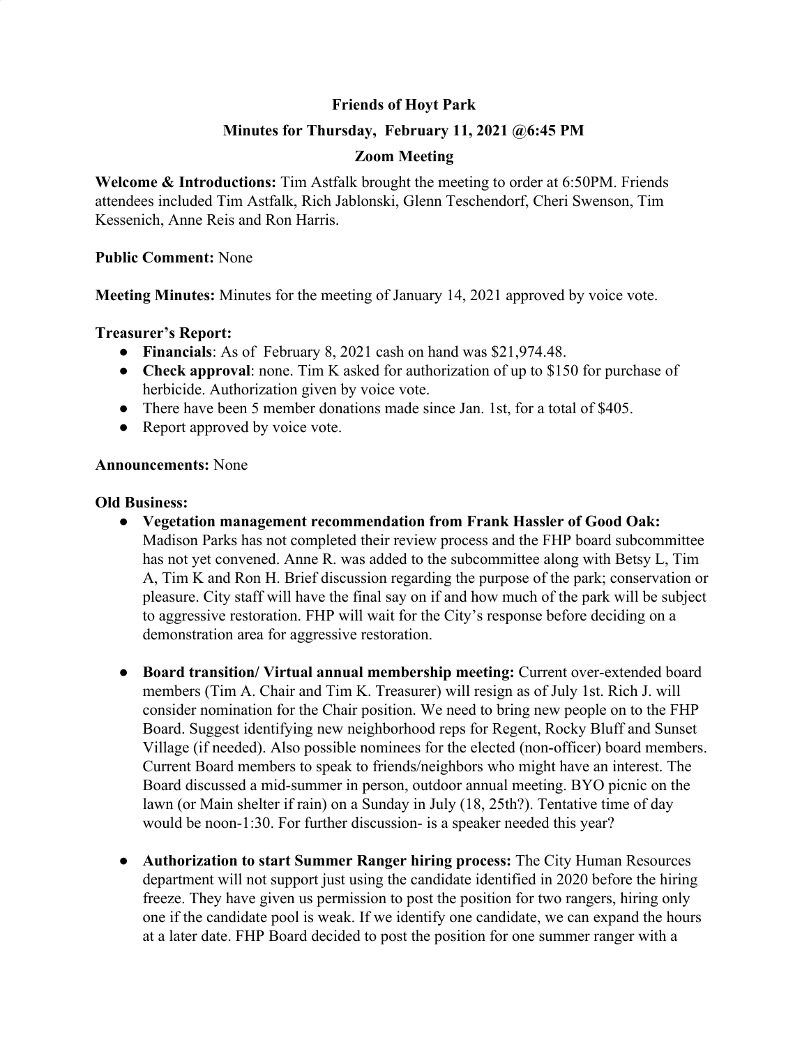**Friends of Hoyt Park**

**Minutes for Thursday, February 11, 2021 @6:45 PM**

**Zoom Meeting**

**Welcome & Introductions:** Tim Astfalk brought the meeting to order at 6:50PM. Friends attendees included Tim Astfalk, Rich Jablonski, Glenn Teschendorf, Cheri Swenson, Tim Kessenich, Anne Reis and Ron Harris.

**Public Comment:** None

**Meeting Minutes:** Minutes for the meeting of January 14, 2021 approved by voice vote.

**Treasurer's Report:**

- **Financials**: As of February 8, 2021 cash on hand was $21,974.48.
- **Check approval**: none. Tim K asked for authorization of up to $150 for purchase of herbicide. Authorization given by voice vote.
- There have been 5 member donations made since Jan. 1st, for a total of $405.
- Report approved by voice vote.

**Announcements:** None

**Old Business:**

- **Vegetation management recommendation from Frank Hassler of Good Oak:** Madison Parks has not completed their review process and the FHP board subcommittee has not yet convened. Anne R. was added to the subcommittee along with Betsy L, Tim A, Tim K and Ron H. Brief discussion regarding the purpose of the park; conservation or pleasure. City staff will have the final say on if and how much of the park will be subject to aggressive restoration. FHP will wait for the City's response before deciding on a demonstration area for aggressive restoration.

- **Board transition/ Virtual annual membership meeting:** Current over-extended board members (Tim A. Chair and Tim K. Treasurer) will resign as of July 1st. Rich J. will consider nomination for the Chair position. We need to bring new people on to the FHP Board. Suggest identifying new neighborhood reps for Regent, Rocky Bluff and Sunset Village (if needed). Also possible nominees for the elected (non-officer) board members. Current Board members to speak to friends/neighbors who might have an interest. The Board discussed a mid-summer in person, outdoor annual meeting. BYO picnic on the lawn (or Main shelter if rain) on a Sunday in July (18, 25th?). Tentative time of day would be noon-1:30. For further discussion- is a speaker needed this year?

- **Authorization to start Summer Ranger hiring process:** The City Human Resources department will not support just using the candidate identified in 2020 before the hiring freeze. They have given us permission to post the position for two rangers, hiring only one if the candidate pool is weak. If we identify one candidate, we can expand the hours at a later date. FHP Board decided to post the position for one summer ranger with a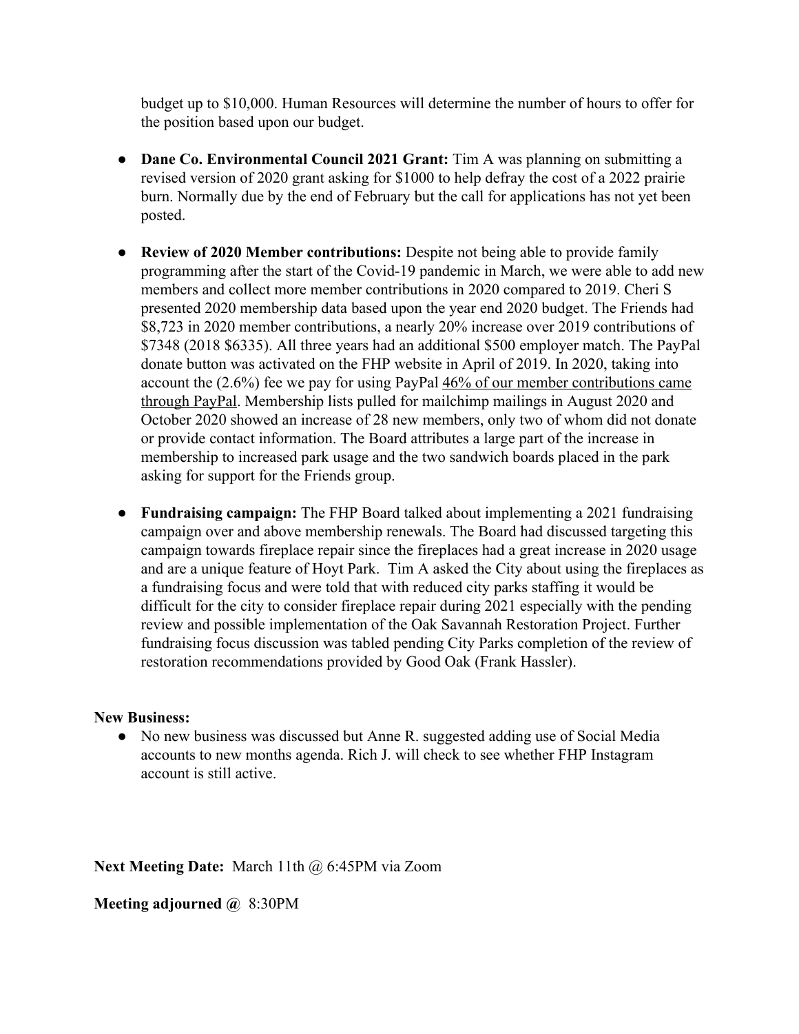budget up to $10,000. Human Resources will determine the number of hours to offer for the position based upon our budget.

- **Dane Co. Environmental Council 2021 Grant:** Tim A was planning on submitting a revised version of 2020 grant asking for $1000 to help defray the cost of a 2022 prairie burn. Normally due by the end of February but the call for applications has not yet been posted.

- **Review of 2020 Member contributions:** Despite not being able to provide family programming after the start of the Covid-19 pandemic in March, we were able to add new members and collect more member contributions in 2020 compared to 2019. Cheri S presented 2020 membership data based upon the year end 2020 budget. The Friends had $8,723 in 2020 member contributions, a nearly 20% increase over 2019 contributions of $7348 (2018 $6335). All three years had an additional $500 employer match. The PayPal donate button was activated on the FHP website in April of 2019. In 2020, taking into account the (2.6%) fee we pay for using PayPal 46% of our member contributions came through PayPal. Membership lists pulled for mailchimp mailings in August 2020 and October 2020 showed an increase of 28 new members, only two of whom did not donate or provide contact information. The Board attributes a large part of the increase in membership to increased park usage and the two sandwich boards placed in the park asking for support for the Friends group.

- **Fundraising campaign:** The FHP Board talked about implementing a 2021 fundraising campaign over and above membership renewals. The Board had discussed targeting this campaign towards fireplace repair since the fireplaces had a great increase in 2020 usage and are a unique feature of Hoyt Park. Tim A asked the City about using the fireplaces as a fundraising focus and were told that with reduced city parks staffing it would be difficult for the city to consider fireplace repair during 2021 especially with the pending review and possible implementation of the Oak Savannah Restoration Project. Further fundraising focus discussion was tabled pending City Parks completion of the review of restoration recommendations provided by Good Oak (Frank Hassler).

**New Business:**

- No new business was discussed but Anne R. suggested adding use of Social Media accounts to new months agenda. Rich J. will check to see whether FHP Instagram account is still active.

**Next Meeting Date:** March 11th @ 6:45PM via Zoom

**Meeting adjourned @** 8:30PM